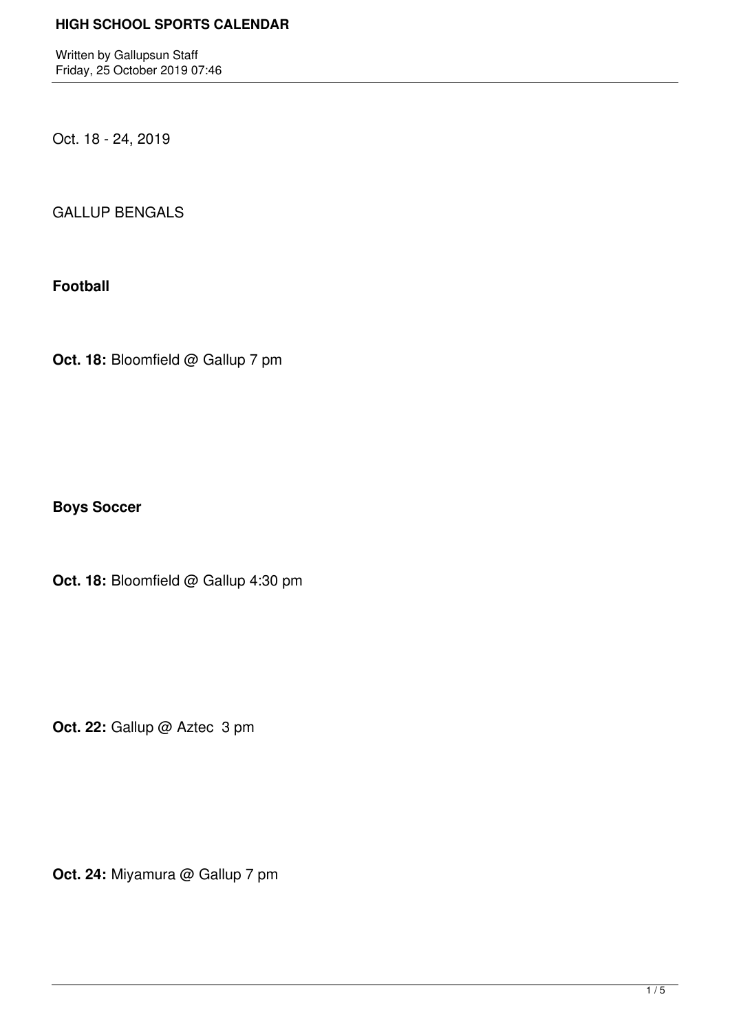# HIGH SCHOOL SPORTS CALENDAR

Written by Gallupsun Staff
Friday, 25 October 2019 07:46

Oct. 18 - 24, 2019

GALLUP BENGALS

**Football**

**Oct. 18:** Bloomfield @ Gallup 7 pm

**Boys Soccer**

**Oct. 18:** Bloomfield @ Gallup 4:30 pm

**Oct. 22:** Gallup @ Aztec 3 pm

**Oct. 24:** Miyamura @ Gallup 7 pm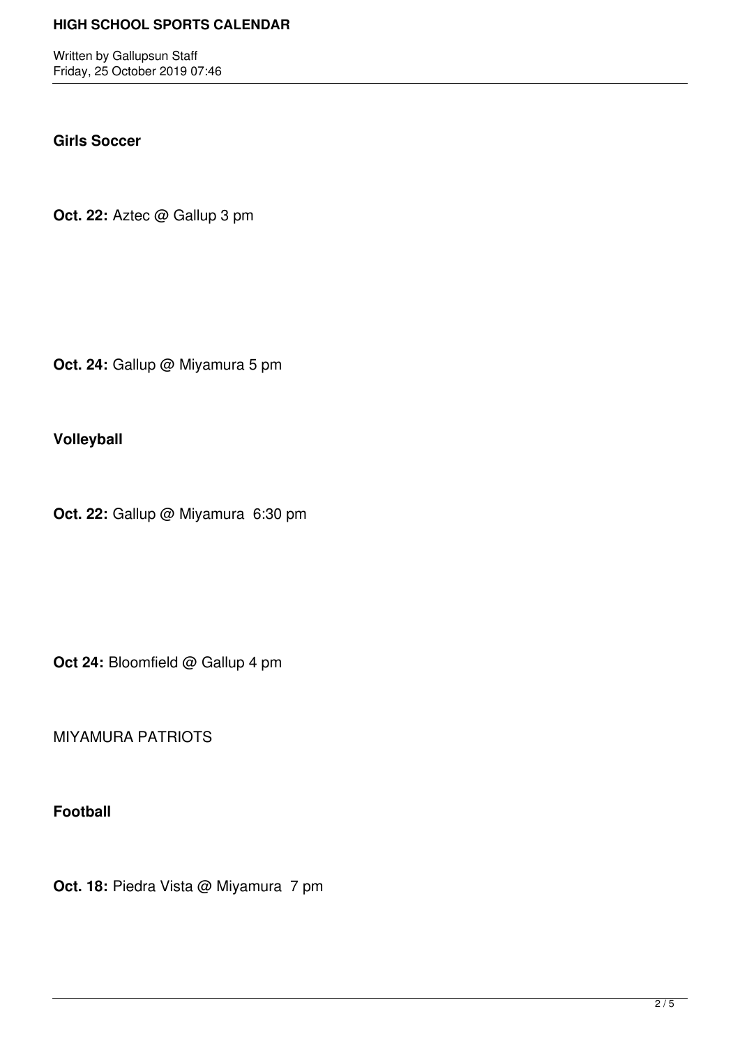**Girls Soccer**

**Oct. 22:** Aztec @ Gallup 3 pm

**Oct. 24:** Gallup @ Miyamura 5 pm

**Volleyball**

**Oct. 22:** Gallup @ Miyamura 6:30 pm

**Oct 24:** Bloomfield @ Gallup 4 pm

MIYAMURA PATRIOTS

**Football**

**Oct. 18:** Piedra Vista @ Miyamura 7 pm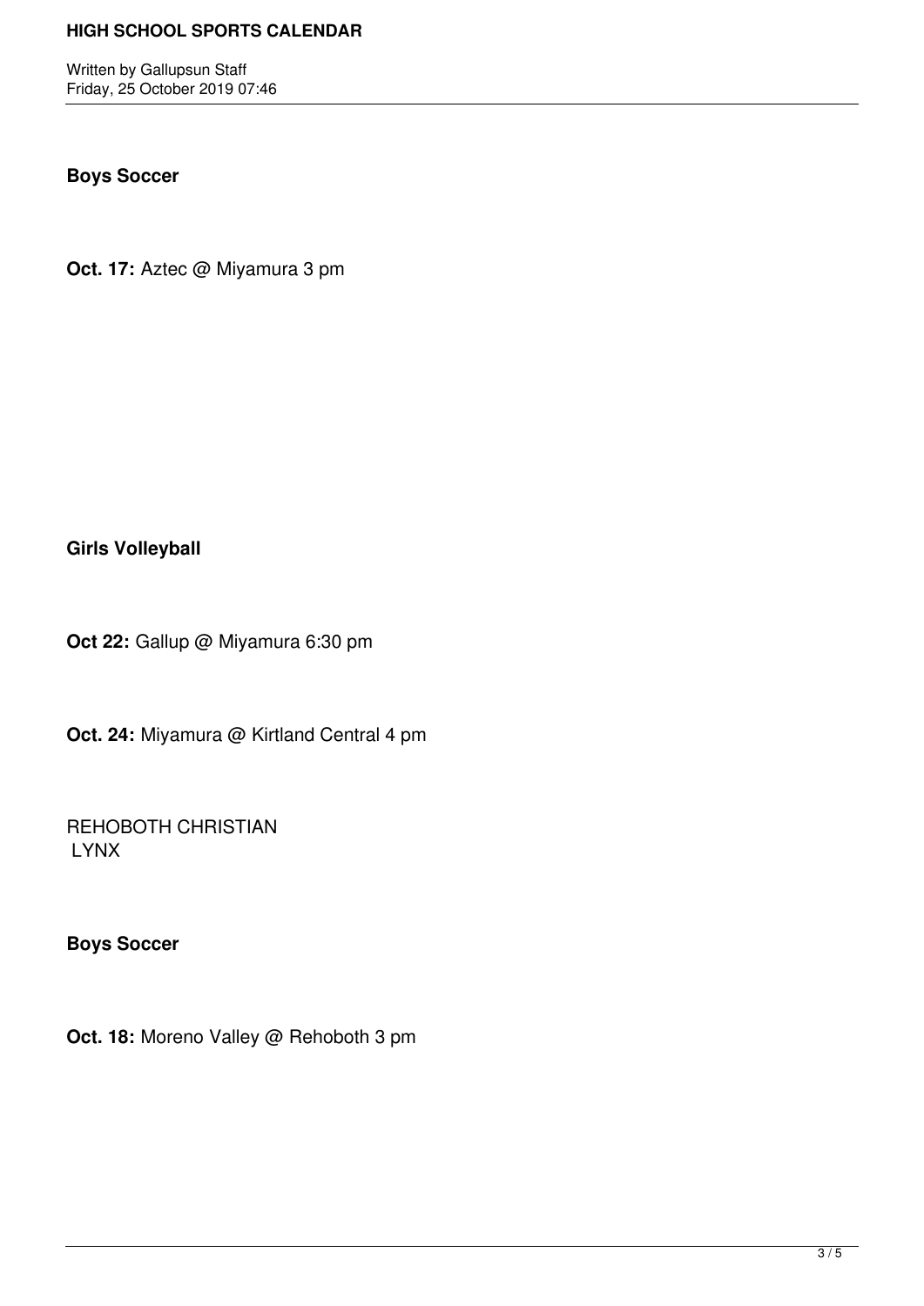**Boys Soccer**

**Oct. 17:** Aztec @ Miyamura 3 pm

**Girls Volleyball**

**Oct 22:** Gallup @ Miyamura 6:30 pm

**Oct. 24:** Miyamura @ Kirtland Central 4 pm

REHOBOTH CHRISTIAN
LYNX

**Boys Soccer**

**Oct. 18:** Moreno Valley @ Rehoboth 3 pm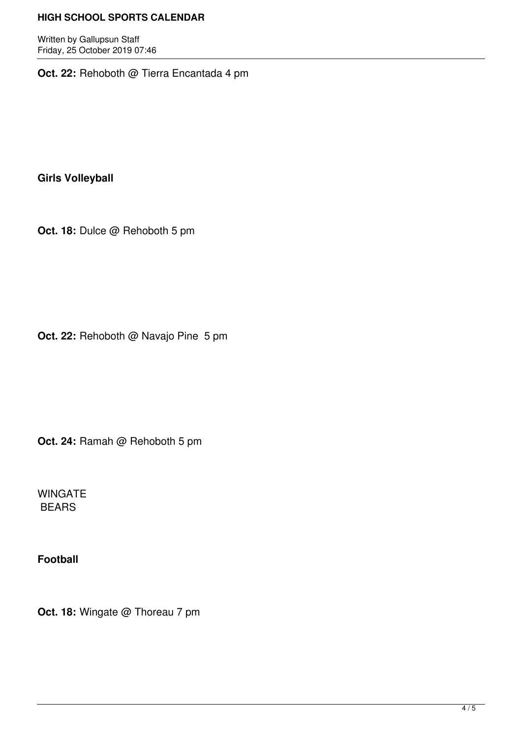**Oct. 22:** Rehoboth @ Tierra Encantada 4 pm

**Girls Volleyball**

**Oct. 18:** Dulce @ Rehoboth 5 pm

**Oct. 22:** Rehoboth @ Navajo Pine 5 pm

**Oct. 24:** Ramah @ Rehoboth 5 pm

WINGATE
BEARS

**Football**

**Oct. 18:** Wingate @ Thoreau 7 pm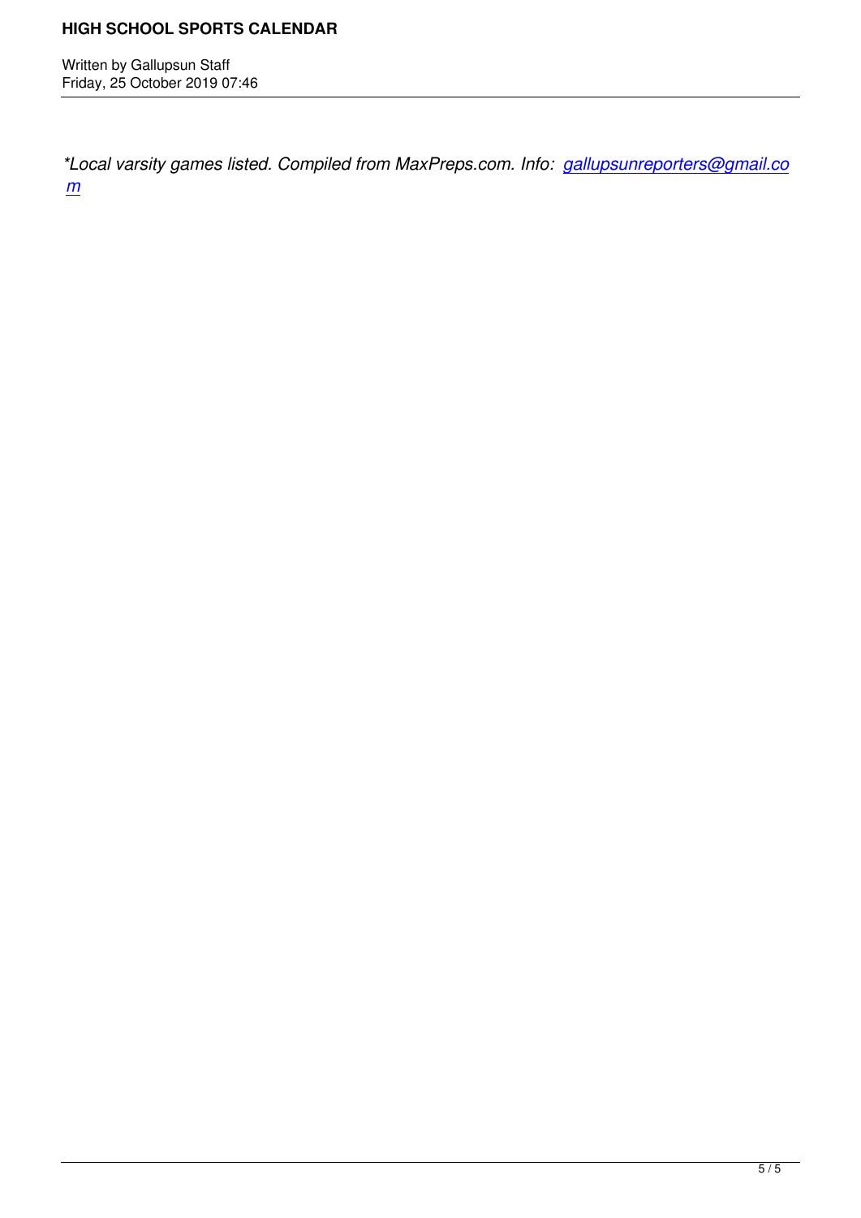*\*Local varsity games listed. Compiled from MaxPreps.com. Info: gallupsunreporters@gmail.com*